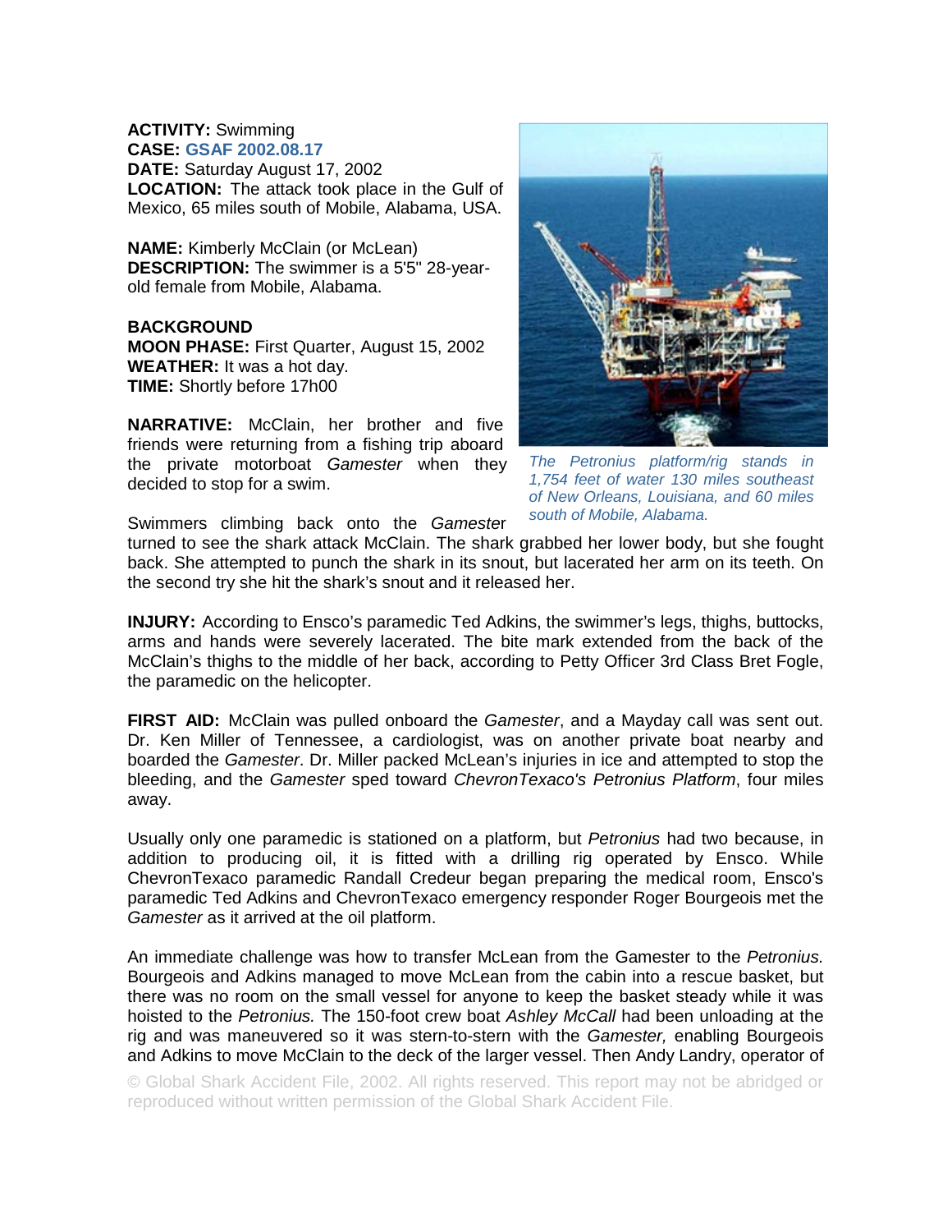**ACTIVITY:** Swimming
**CASE:** GSAF 2002.08.17
**DATE:** Saturday August 17, 2002
**LOCATION:** The attack took place in the Gulf of Mexico, 65 miles south of Mobile, Alabama, USA.

**NAME:** Kimberly McClain (or McLean)
**DESCRIPTION:** The swimmer is a 5'5" 28-year-old female from Mobile, Alabama.

**BACKGROUND**
**MOON PHASE:** First Quarter, August 15, 2002
**WEATHER:** It was a hot day.
**TIME:** Shortly before 17h00

**NARRATIVE:** McClain, her brother and five friends were returning from a fishing trip aboard the private motorboat *Gamester* when they decided to stop for a swim.

*The Petronius platform/rig stands in 1,754 feet of water 130 miles southeast of New Orleans, Louisiana, and 60 miles south of Mobile, Alabama.*

Swimmers climbing back onto the *Gamester* turned to see the shark attack McClain. The shark grabbed her lower body, but she fought back. She attempted to punch the shark in its snout, but lacerated her arm on its teeth. On the second try she hit the shark's snout and it released her.

**INJURY:** According to Ensco's paramedic Ted Adkins, the swimmer's legs, thighs, buttocks, arms and hands were severely lacerated. The bite mark extended from the back of the McClain's thighs to the middle of her back, according to Petty Officer 3rd Class Bret Fogle, the paramedic on the helicopter.

**FIRST AID:** McClain was pulled onboard the *Gamester*, and a Mayday call was sent out. Dr. Ken Miller of Tennessee, a cardiologist, was on another private boat nearby and boarded the *Gamester*. Dr. Miller packed McLean's injuries in ice and attempted to stop the bleeding, and the *Gamester* sped toward *ChevronTexaco's Petronius Platform*, four miles away.

Usually only one paramedic is stationed on a platform, but *Petronius* had two because, in addition to producing oil, it is fitted with a drilling rig operated by Ensco. While ChevronTexaco paramedic Randall Credeur began preparing the medical room, Ensco's paramedic Ted Adkins and ChevronTexaco emergency responder Roger Bourgeois met the *Gamester* as it arrived at the oil platform.

An immediate challenge was how to transfer McLean from the Gamester to the *Petronius.* Bourgeois and Adkins managed to move McLean from the cabin into a rescue basket, but there was no room on the small vessel for anyone to keep the basket steady while it was hoisted to the *Petronius.* The 150-foot crew boat *Ashley McCall* had been unloading at the rig and was maneuvered so it was stern-to-stern with the *Gamester,* enabling Bourgeois and Adkins to move McClain to the deck of the larger vessel. Then Andy Landry, operator of

© Global Shark Accident File, 2002. All rights reserved. This report may not be abridged or reproduced without written permission of the Global Shark Accident File.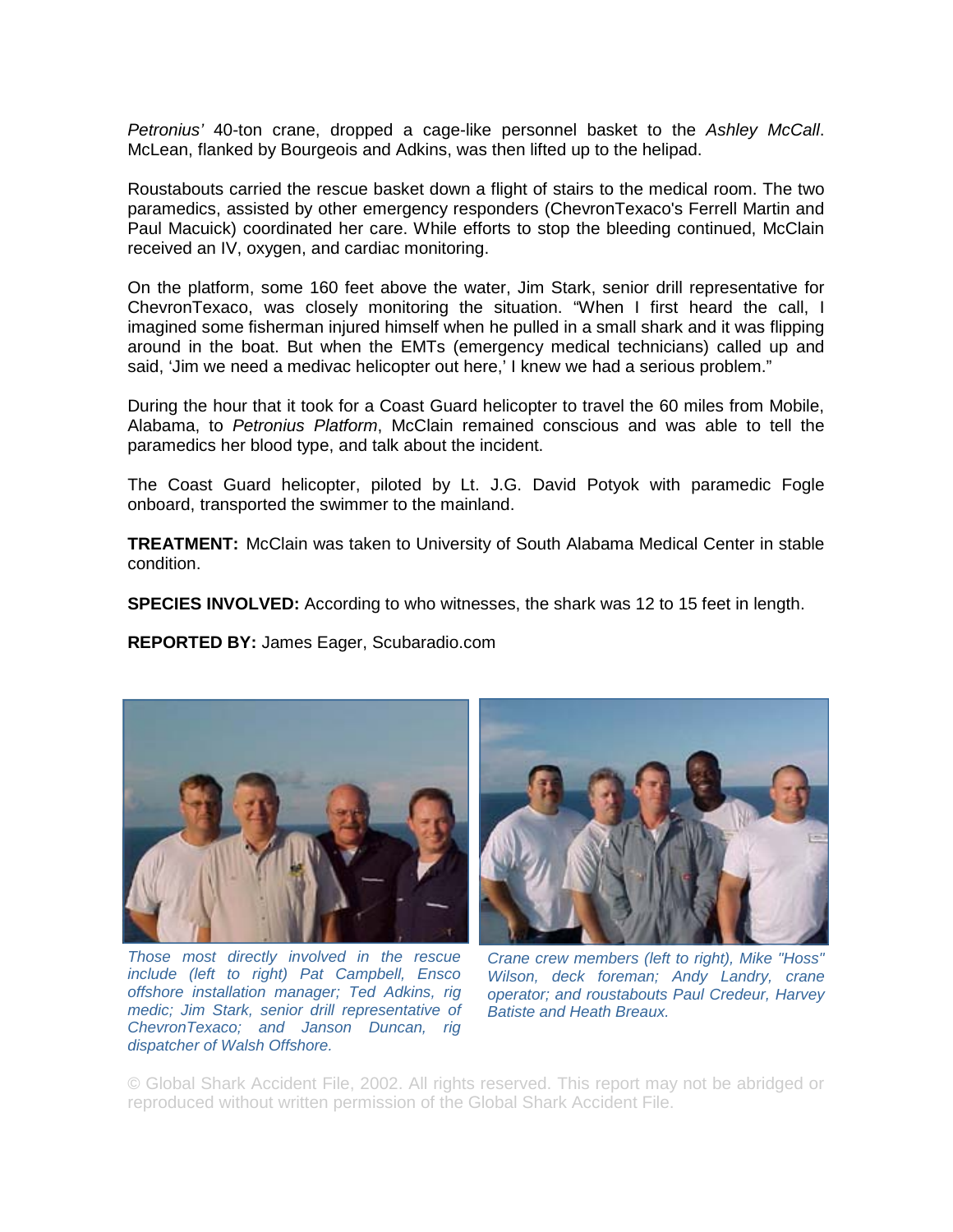*Petronius'* 40-ton crane, dropped a cage-like personnel basket to the *Ashley McCall*. McLean, flanked by Bourgeois and Adkins, was then lifted up to the helipad.

Roustabouts carried the rescue basket down a flight of stairs to the medical room. The two paramedics, assisted by other emergency responders (ChevronTexaco's Ferrell Martin and Paul Macuick) coordinated her care. While efforts to stop the bleeding continued, McClain received an IV, oxygen, and cardiac monitoring.

On the platform, some 160 feet above the water, Jim Stark, senior drill representative for ChevronTexaco, was closely monitoring the situation. "When I first heard the call, I imagined some fisherman injured himself when he pulled in a small shark and it was flipping around in the boat. But when the EMTs (emergency medical technicians) called up and said, 'Jim we need a medivac helicopter out here,' I knew we had a serious problem."

During the hour that it took for a Coast Guard helicopter to travel the 60 miles from Mobile, Alabama, to *Petronius Platform*, McClain remained conscious and was able to tell the paramedics her blood type, and talk about the incident.

The Coast Guard helicopter, piloted by Lt. J.G. David Potyok with paramedic Fogle onboard, transported the swimmer to the mainland.

**TREATMENT:** McClain was taken to University of South Alabama Medical Center in stable condition.

**SPECIES INVOLVED:** According to who witnesses, the shark was 12 to 15 feet in length.

**REPORTED BY:** James Eager, Scubaradio.com

*Those most directly involved in the rescue include (left to right) Pat Campbell, Ensco offshore installation manager; Ted Adkins, rig medic; Jim Stark, senior drill representative of ChevronTexaco; and Janson Duncan, rig dispatcher of Walsh Offshore.*

*Crane crew members (left to right), Mike "Hoss" Wilson, deck foreman; Andy Landry, crane operator; and roustabouts Paul Credeur, Harvey Batiste and Heath Breaux.*

© Global Shark Accident File, 2002. All rights reserved. This report may not be abridged or reproduced without written permission of the Global Shark Accident File.